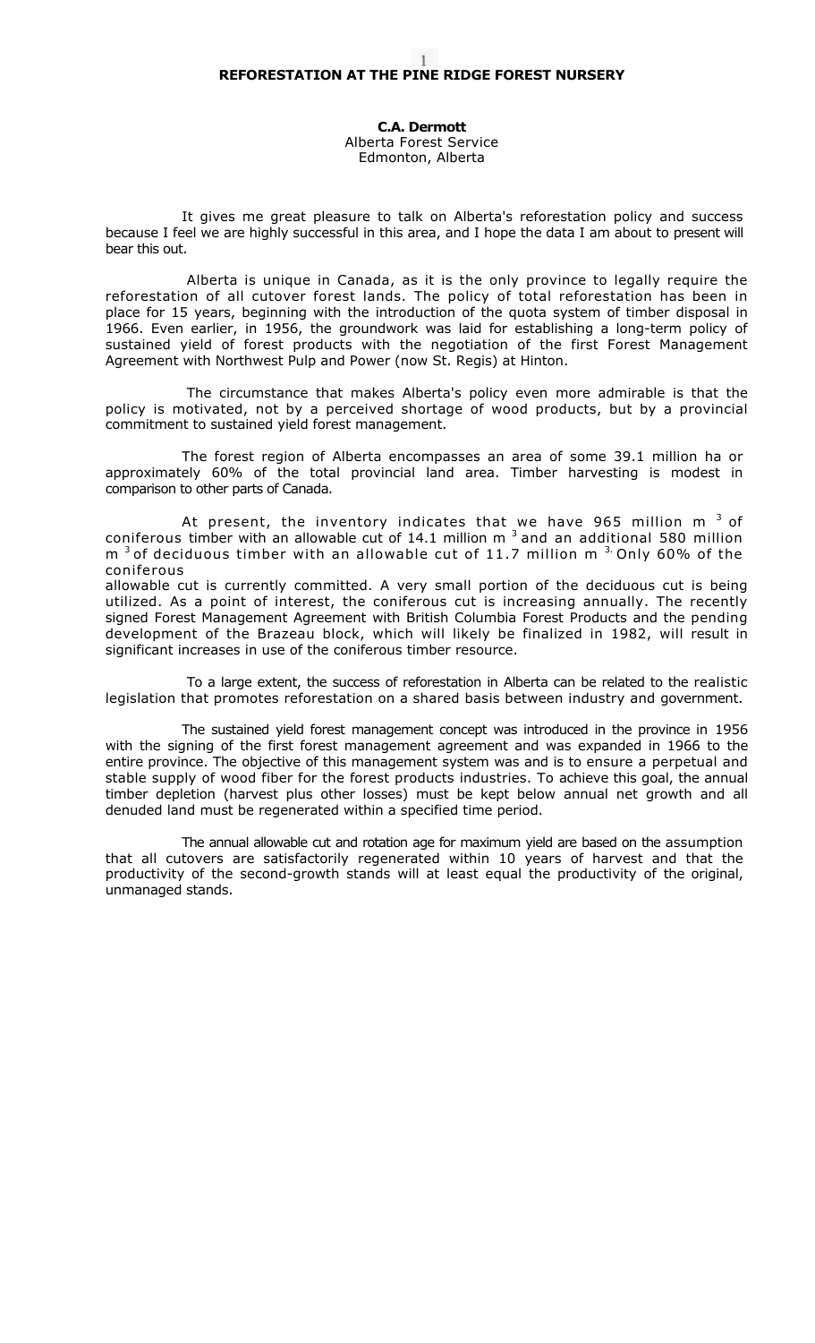# REFORESTATION AT THE PINE RIDGE FOREST NURSERY

**C.A. Dermott**
Alberta Forest Service
Edmonton, Alberta

It gives me great pleasure to talk on Alberta's reforestation policy and success because I feel we are highly successful in this area, and I hope the data I am about to present will bear this out.

Alberta is unique in Canada, as it is the only province to legally require the reforestation of all cutover forest lands. The policy of total reforestation has been in place for 15 years, beginning with the introduction of the quota system of timber disposal in 1966. Even earlier, in 1956, the groundwork was laid for establishing a long-term policy of sustained yield of forest products with the negotiation of the first Forest Management Agreement with Northwest Pulp and Power (now St. Regis) at Hinton.

The circumstance that makes Alberta's policy even more admirable is that the policy is motivated, not by a perceived shortage of wood products, but by a provincial commitment to sustained yield forest management.

The forest region of Alberta encompasses an area of some 39.1 million ha or approximately 60% of the total provincial land area. Timber harvesting is modest in comparison to other parts of Canada.

At present, the inventory indicates that we have 965 million $m^3$ of coniferous timber with an allowable cut of 14.1 million $m^3$ and an additional 580 million $m^3$ of deciduous timber with an allowable cut of 11.7 million $m^3$. Only 60% of the coniferous allowable cut is currently committed. A very small portion of the deciduous cut is being utilized. As a point of interest, the coniferous cut is increasing annually. The recently signed Forest Management Agreement with British Columbia Forest Products and the pending development of the Brazeau block, which will likely be finalized in 1982, will result in significant increases in use of the coniferous timber resource.

To a large extent, the success of reforestation in Alberta can be related to the realistic legislation that promotes reforestation on a shared basis between industry and government.

The sustained yield forest management concept was introduced in the province in 1956 with the signing of the first forest management agreement and was expanded in 1966 to the entire province. The objective of this management system was and is to ensure a perpetual and stable supply of wood fiber for the forest products industries. To achieve this goal, the annual timber depletion (harvest plus other losses) must be kept below annual net growth and all denuded land must be regenerated within a specified time period.

The annual allowable cut and rotation age for maximum yield are based on the assumption that all cutovers are satisfactorily regenerated within 10 years of harvest and that the productivity of the second-growth stands will at least equal the productivity of the original, unmanaged stands.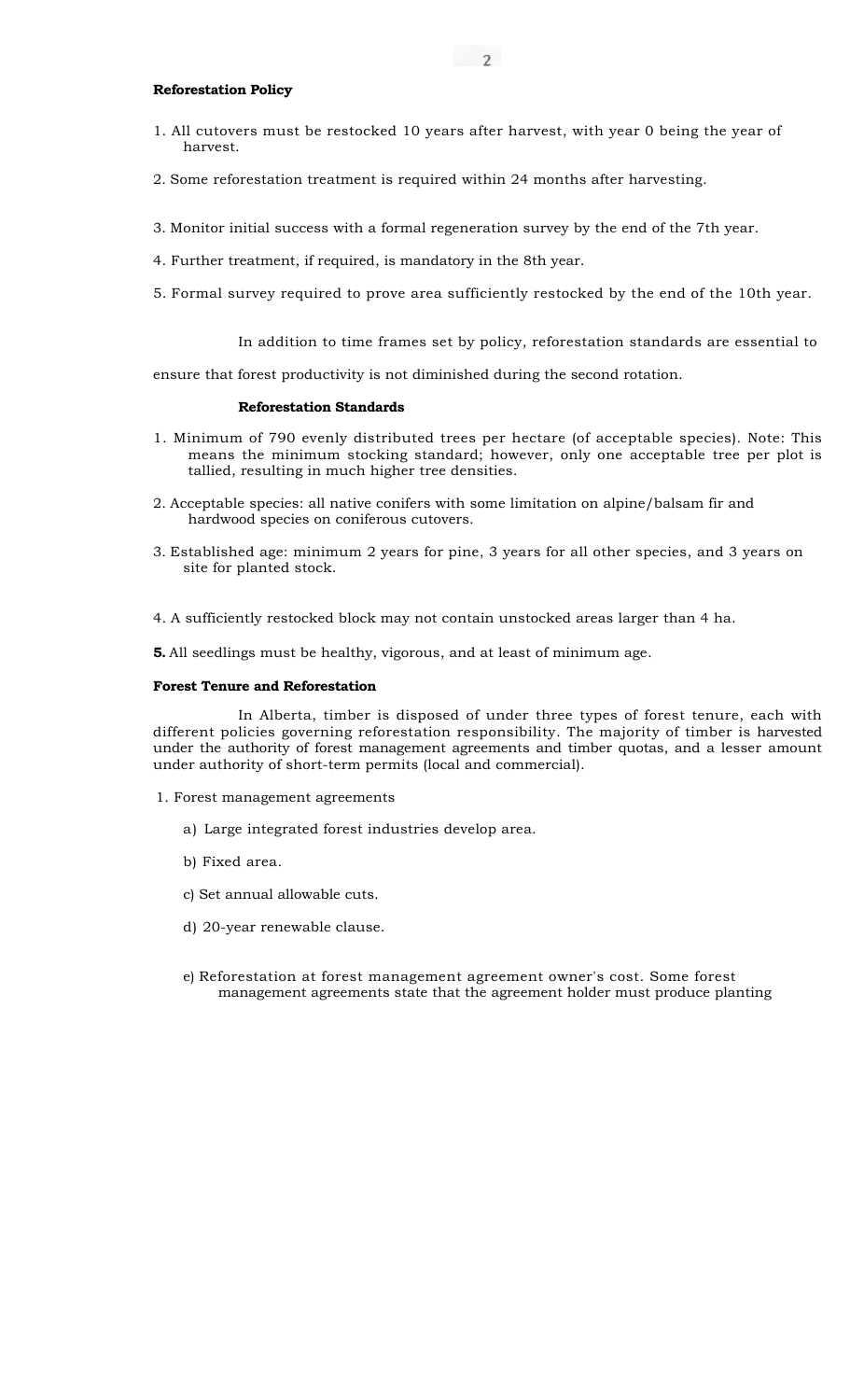**Reforestation Policy**

1. All cutovers must be restocked 10 years after harvest, with year 0 being the year of harvest.

2. Some reforestation treatment is required within 24 months after harvesting.

3. Monitor initial success with a formal regeneration survey by the end of the 7th year.

4. Further treatment, if required, is mandatory in the 8th year.

5. Formal survey required to prove area sufficiently restocked by the end of the 10th year.

In addition to time frames set by policy, reforestation standards are essential to ensure that forest productivity is not diminished during the second rotation.

**Reforestation Standards**

1. Minimum of 790 evenly distributed trees per hectare (of acceptable species). Note: This means the minimum stocking standard; however, only one acceptable tree per plot is tallied, resulting in much higher tree densities.

2. Acceptable species: all native conifers with some limitation on alpine/balsam fir and hardwood species on coniferous cutovers.

3. Established age: minimum 2 years for pine, 3 years for all other species, and 3 years on site for planted stock.

4. A sufficiently restocked block may not contain unstocked areas larger than 4 ha.

**5.** All seedlings must be healthy, vigorous, and at least of minimum age.

**Forest Tenure and Reforestation**

In Alberta, timber is disposed of under three types of forest tenure, each with different policies governing reforestation responsibility. The majority of timber is harvested under the authority of forest management agreements and timber quotas, and a lesser amount under authority of short-term permits (local and commercial).

1. Forest management agreements

   a) Large integrated forest industries develop area.

   b) Fixed area.

   c) Set annual allowable cuts.

   d) 20-year renewable clause.

   e) Reforestation at forest management agreement owner's cost. Some forest management agreements state that the agreement holder must produce planting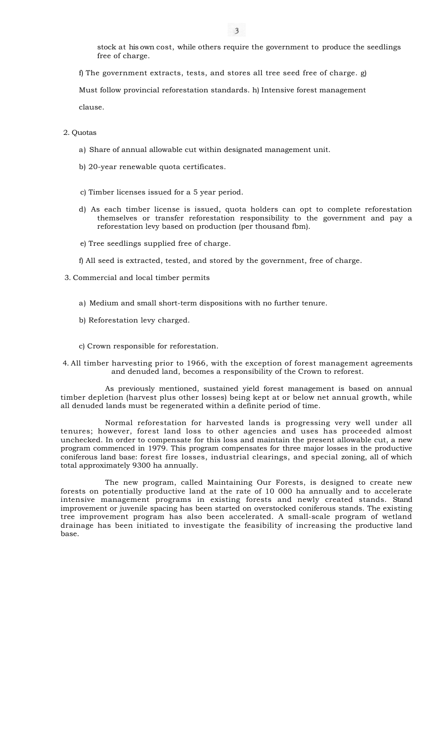stock at his own cost, while others require the government to produce the seedlings free of charge.

f) The government extracts, tests, and stores all tree seed free of charge. g) Must follow provincial reforestation standards. h) Intensive forest management clause.

2. Quotas

   a) Share of annual allowable cut within designated management unit.

   b) 20-year renewable quota certificates.

   c) Timber licenses issued for a 5 year period.

   d) As each timber license is issued, quota holders can opt to complete reforestation themselves or transfer reforestation responsibility to the government and pay a reforestation levy based on production (per thousand fbm).

   e) Tree seedlings supplied free of charge.

   f) All seed is extracted, tested, and stored by the government, free of charge.

3. Commercial and local timber permits

   a) Medium and small short-term dispositions with no further tenure.

   b) Reforestation levy charged.

   c) Crown responsible for reforestation.

4. All timber harvesting prior to 1966, with the exception of forest management agreements and denuded land, becomes a responsibility of the Crown to reforest.

As previously mentioned, sustained yield forest management is based on annual timber depletion (harvest plus other losses) being kept at or below net annual growth, while all denuded lands must be regenerated within a definite period of time.

Normal reforestation for harvested lands is progressing very well under all tenures; however, forest land loss to other agencies and uses has proceeded almost unchecked. In order to compensate for this loss and maintain the present allowable cut, a new program commenced in 1979. This program compensates for three major losses in the productive coniferous land base: forest fire losses, industrial clearings, and special zoning, all of which total approximately 9300 ha annually.

The new program, called Maintaining Our Forests, is designed to create new forests on potentially productive land at the rate of 10 000 ha annually and to accelerate intensive management programs in existing forests and newly created stands. Stand improvement or juvenile spacing has been started on overstocked coniferous stands. The existing tree improvement program has also been accelerated. A small-scale program of wetland drainage has been initiated to investigate the feasibility of increasing the productive land base.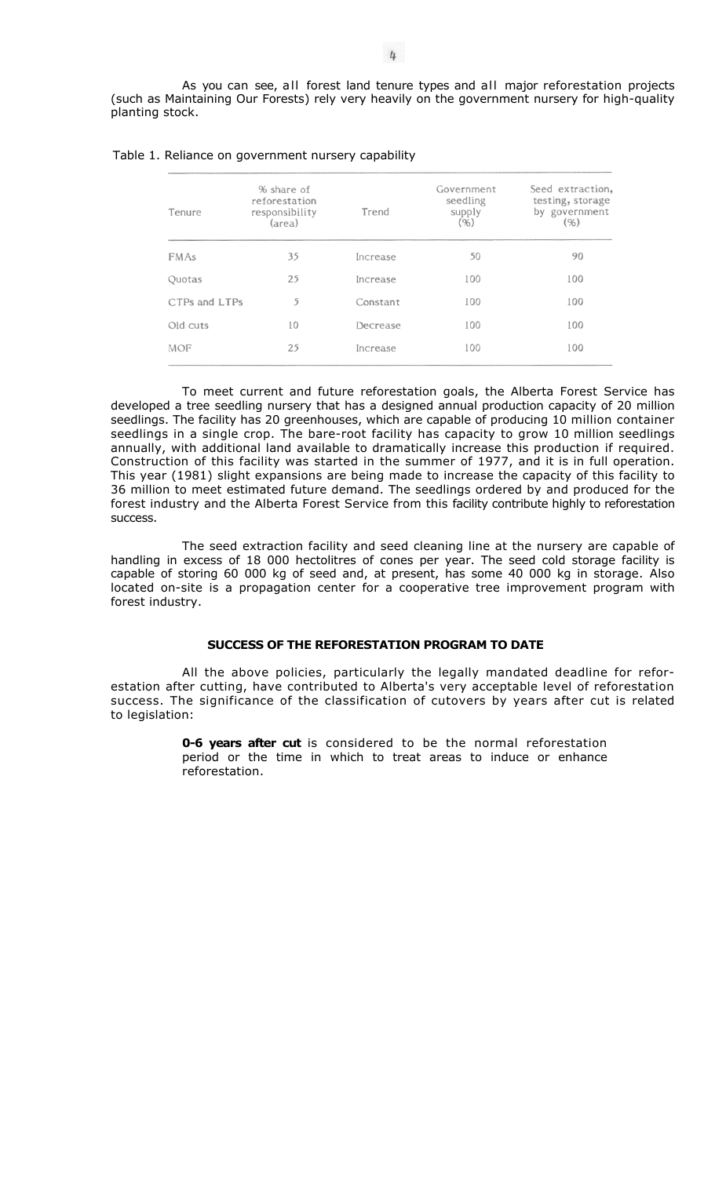As you can see, all forest land tenure types and all major reforestation projects (such as Maintaining Our Forests) rely very heavily on the government nursery for high-quality planting stock.

Table 1. Reliance on government nursery capability

| Tenure | % share of reforestation responsibility (area) | Trend | Government seedling supply (%) | Seed extraction, testing, storage by government (%) |
|---|---|---|---|---|
| FMAs | 35 | Increase | 50 | 90 |
| Quotas | 25 | Increase | 100 | 100 |
| CTPs and LTPs | 5 | Constant | 100 | 100 |
| Old cuts | 10 | Decrease | 100 | 100 |
| MOF | 25 | Increase | 100 | 100 |

To meet current and future reforestation goals, the Alberta Forest Service has developed a tree seedling nursery that has a designed annual production capacity of 20 million seedlings. The facility has 20 greenhouses, which are capable of producing 10 million container seedlings in a single crop. The bare-root facility has capacity to grow 10 million seedlings annually, with additional land available to dramatically increase this production if required. Construction of this facility was started in the summer of 1977, and it is in full operation. This year (1981) slight expansions are being made to increase the capacity of this facility to 36 million to meet estimated future demand. The seedlings ordered by and produced for the forest industry and the Alberta Forest Service from this facility contribute highly to reforestation success.

The seed extraction facility and seed cleaning line at the nursery are capable of handling in excess of 18 000 hectolitres of cones per year. The seed cold storage facility is capable of storing 60 000 kg of seed and, at present, has some 40 000 kg in storage. Also located on-site is a propagation center for a cooperative tree improvement program with forest industry.

## SUCCESS OF THE REFORESTATION PROGRAM TO DATE

All the above policies, particularly the legally mandated deadline for reforestation after cutting, have contributed to Alberta's very acceptable level of reforestation success. The significance of the classification of cutovers by years after cut is related to legislation:

> **0-6 years after cut** is considered to be the normal reforestation period or the time in which to treat areas to induce or enhance reforestation.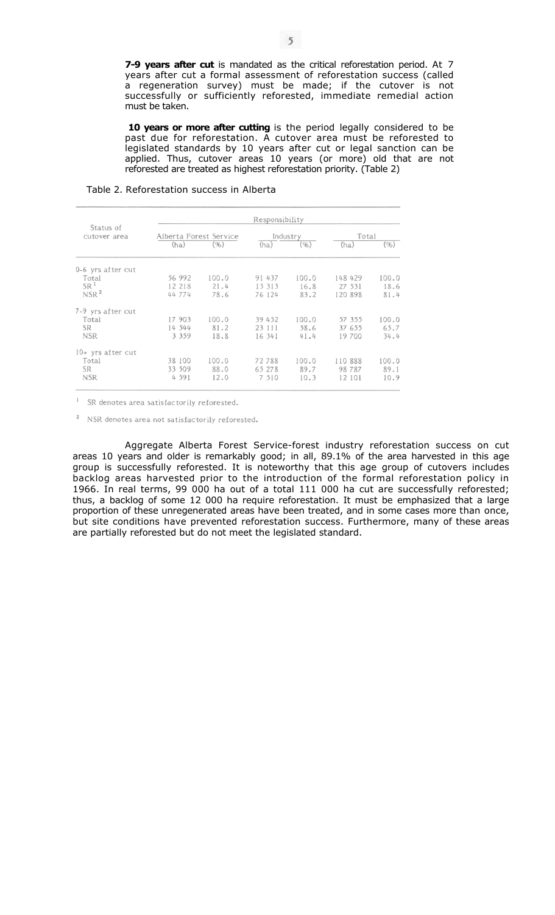**7-9 years after cut** is mandated as the critical reforestation period. At 7 years after cut a formal assessment of reforestation success (called a regeneration survey) must be made; if the cutover is not successfully or sufficiently reforested, immediate remedial action must be taken.

**10 years or more after cutting** is the period legally considered to be past due for reforestation. A cutover area must be reforested to legislated standards by 10 years after cut or legal sanction can be applied. Thus, cutover areas 10 years (or more) old that are not reforested are treated as highest reforestation priority. (Table 2)

Table 2. Reforestation success in Alberta

| Status of cutover area | Responsibility | | | | | |
|---|---|---|---|---|---|---|
| | Alberta Forest Service | | Industry | | Total | |
| | (ha) | (%) | (ha) | (%) | (ha) | (%) |
| 0-6 yrs after cut | | | | | | |
| Total | 56 992 | 100.0 | 91 437 | 100.0 | 148 429 | 100.0 |
| SR[1] | 12 218 | 21.4 | 15 313 | 16.8 | 27 531 | 18.6 |
| NSR[2] | 44 774 | 78.6 | 76 124 | 83.2 | 120 898 | 81.4 |
| 7-9 yrs after cut | | | | | | |
| Total | 17 903 | 100.0 | 39 452 | 100.0 | 57 355 | 100.0 |
| SR | 14 544 | 81.2 | 23 111 | 58.6 | 37 655 | 65.7 |
| NSR | 3 359 | 18.8 | 16 341 | 41.4 | 19 700 | 34.4 |
| 10+ yrs after cut | | | | | | |
| Total | 38 100 | 100.0 | 72 788 | 100.0 | 110 888 | 100.0 |
| SR | 33 509 | 88.0 | 65 278 | 89.7 | 98 787 | 89.1 |
| NSR | 4 591 | 12.0 | 7 510 | 10.3 | 12 101 | 10.9 |

[1] SR denotes area satisfactorily reforested.

[2] NSR denotes area not satisfactorily reforested.

Aggregate Alberta Forest Service-forest industry reforestation success on cut areas 10 years and older is remarkably good; in all, 89.1% of the area harvested in this age group is successfully reforested. It is noteworthy that this age group of cutovers includes backlog areas harvested prior to the introduction of the formal reforestation policy in 1966. In real terms, 99 000 ha out of a total 111 000 ha cut are successfully reforested; thus, a backlog of some 12 000 ha require reforestation. It must be emphasized that a large proportion of these unregenerated areas have been treated, and in some cases more than once, but site conditions have prevented reforestation success. Furthermore, many of these areas are partially reforested but do not meet the legislated standard.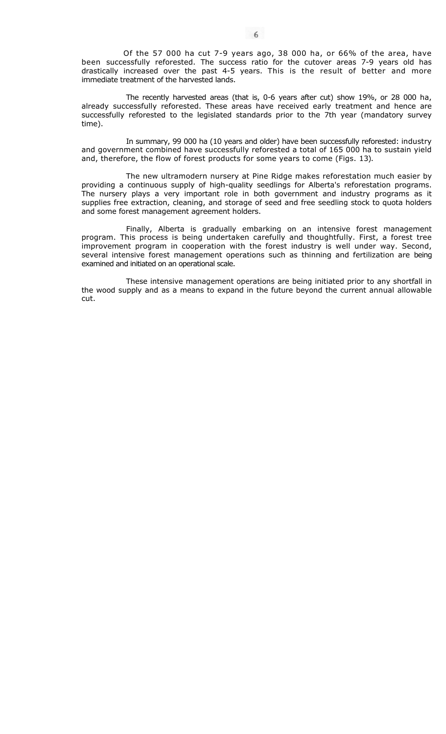Of the 57 000 ha cut 7-9 years ago, 38 000 ha, or 66% of the area, have been successfully reforested. The success ratio for the cutover areas 7-9 years old has drastically increased over the past 4-5 years. This is the result of better and more immediate treatment of the harvested lands.

The recently harvested areas (that is, 0-6 years after cut) show 19%, or 28 000 ha, already successfully reforested. These areas have received early treatment and hence are successfully reforested to the legislated standards prior to the 7th year (mandatory survey time).

In summary, 99 000 ha (10 years and older) have been successfully reforested: industry and government combined have successfully reforested a total of 165 000 ha to sustain yield and, therefore, the flow of forest products for some years to come (Figs. 13).

The new ultramodern nursery at Pine Ridge makes reforestation much easier by providing a continuous supply of high-quality seedlings for Alberta's reforestation programs. The nursery plays a very important role in both government and industry programs as it supplies free extraction, cleaning, and storage of seed and free seedling stock to quota holders and some forest management agreement holders.

Finally, Alberta is gradually embarking on an intensive forest management program. This process is being undertaken carefully and thoughtfully. First, a forest tree improvement program in cooperation with the forest industry is well under way. Second, several intensive forest management operations such as thinning and fertilization are being examined and initiated on an operational scale.

These intensive management operations are being initiated prior to any shortfall in the wood supply and as a means to expand in the future beyond the current annual allowable cut.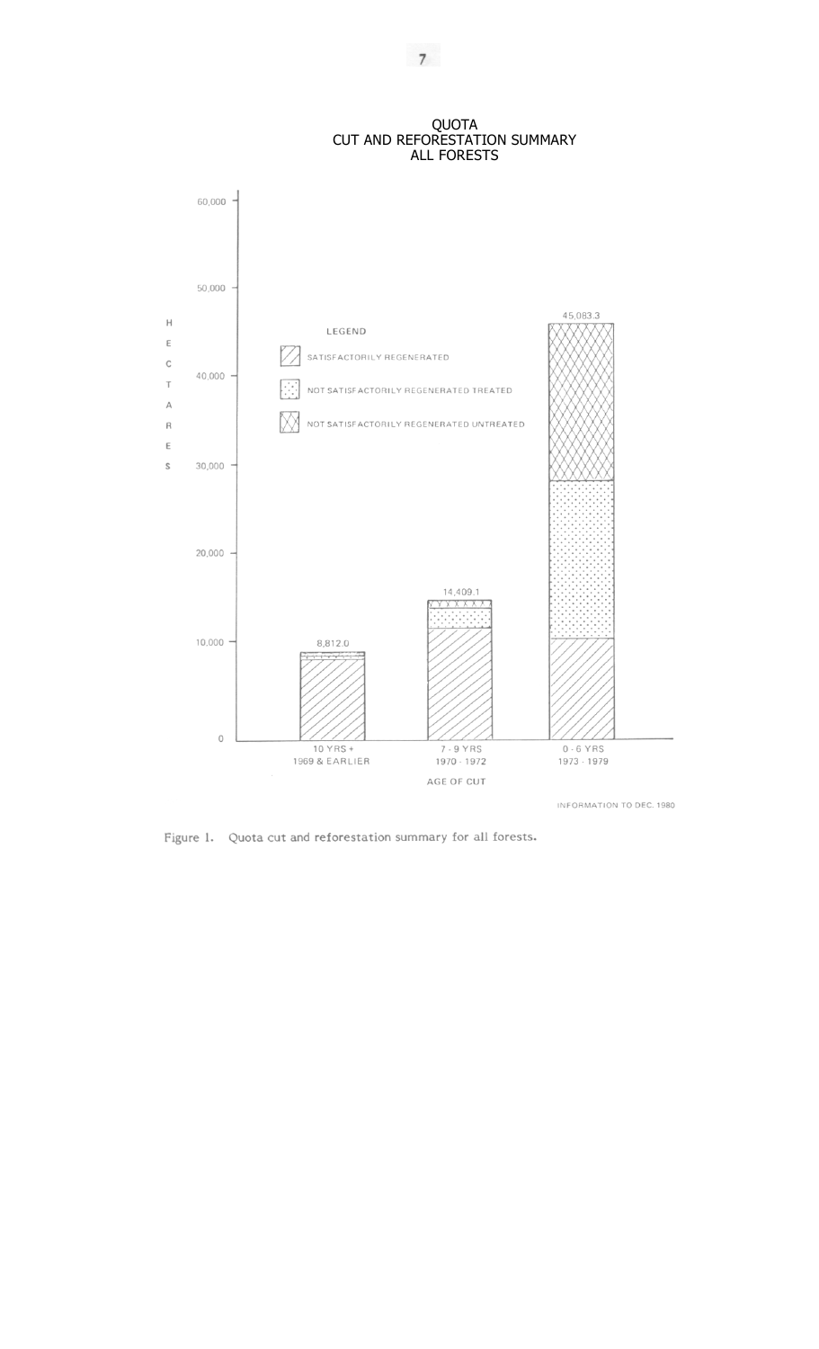QUOTA
CUT AND REFORESTATION SUMMARY
ALL FORESTS

LEGEND

- SATISFACTORILY REGENERATED
- NOT SATISFACTORILY REGENERATED TREATED
- NOT SATISFACTORILY REGENERATED UNTREATED

HECTARES

60,000
50,000
40,000
30,000
20,000
10,000
0

8,812.0 — 10 YRS + 1969 & EARLIER

14,409.1 — 7 - 9 YRS 1970 - 1972

45,083.3 — 0 - 6 YRS 1973 - 1979

AGE OF CUT

INFORMATION TO DEC. 1980

Figure 1. Quota cut and reforestation summary for all forests.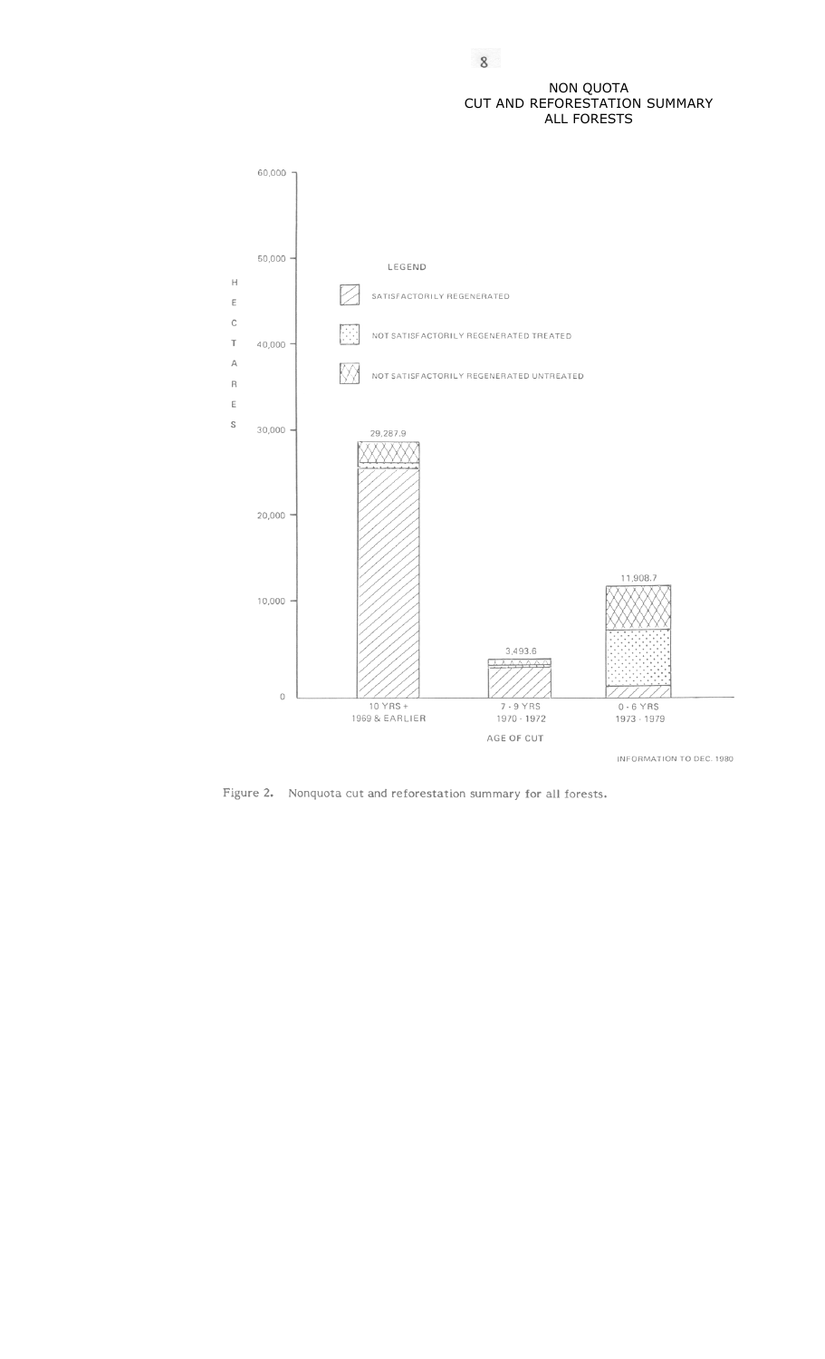NON QUOTA
CUT AND REFORESTATION SUMMARY
ALL FORESTS

HECTARES

LEGEND

SATISFACTORILY REGENERATED

NOT SATISFACTORILY REGENERATED TREATED

NOT SATISFACTORILY REGENERATED UNTREATED

29,287.9

3,493.6

11,908.7

10 YRS + 1969 & EARLIER

7 - 9 YRS 1970 - 1972

0 - 6 YRS 1973 - 1979

AGE OF CUT

INFORMATION TO DEC. 1980

Figure 2. Nonquota cut and reforestation summary for all forests.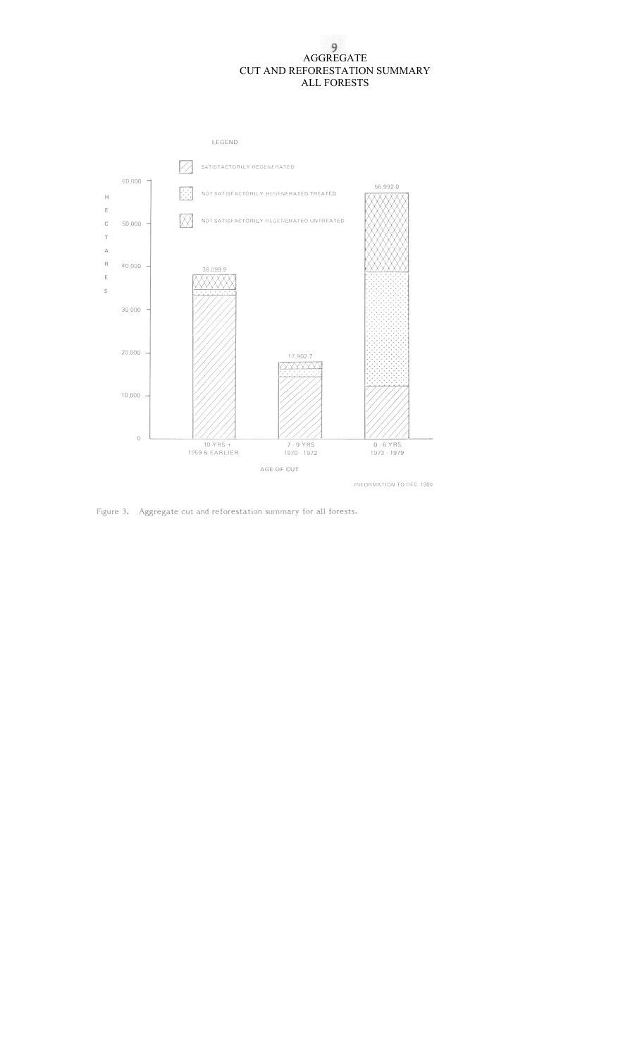# AGGREGATE
# CUT AND REFORESTATION SUMMARY
# ALL FORESTS

LEGEND

SATISFACTORILY REGENERATED

NOT SATISFACTORILY REGENERATED TREATED

NOT SATISFACTORILY REGENERATED UNTREATED

HECTARES

60,000

50,000

40,000

30,000

20,000

10,000

0

38,099.9

17,902.7

56,992.0

10 YRS +
1969 & EARLIER

7 - 9 YRS
1970 - 1972

0 - 6 YRS
1973 - 1979

AGE OF CUT

INFORMATION TO DEC. 1980

Figure 3. Aggregate cut and reforestation summary for all forests.